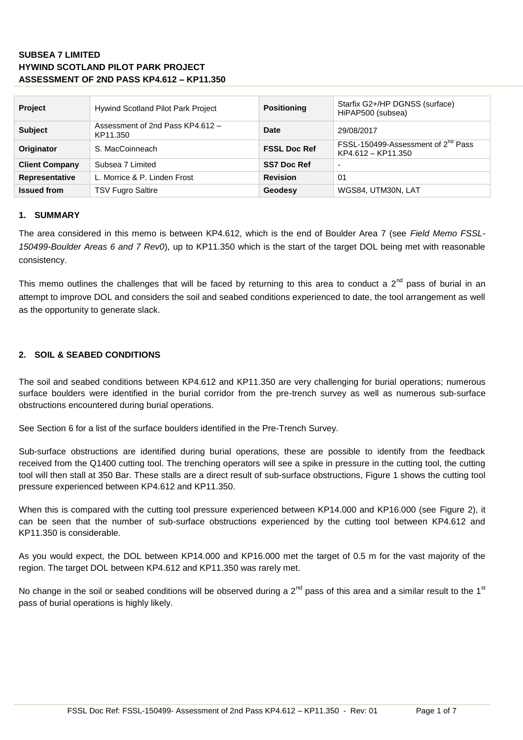**SUBSEA 7 LIMITED**
**HYWIND SCOTLAND PILOT PARK PROJECT**
**ASSESSMENT OF 2ND PASS KP4.612 – KP11.350**

| **Project** | Hywind Scotland Pilot Park Project | **Positioning** | Starfix G2+/HP DGNSS (surface) HiPAP500 (subsea) |
|---|---|---|---|
| **Subject** | Assessment of 2nd Pass KP4.612 – KP11.350 | **Date** | 29/08/2017 |
| **Originator** | S. MacCoinneach | **FSSL Doc Ref** | FSSL-150499-Assessment of 2[nd] Pass KP4.612 – KP11.350 |
| **Client Company** | Subsea 7 Limited | **SS7 Doc Ref** | - |
| **Representative** | L. Morrice & P. Linden Frost | **Revision** | 01 |
| **Issued from** | TSV Fugro Saltire | **Geodesy** | WGS84, UTM30N, LAT |

## 1. SUMMARY

The area considered in this memo is between KP4.612, which is the end of Boulder Area 7 (see *Field Memo FSSL-150499-Boulder Areas 6 and 7 Rev0*), up to KP11.350 which is the start of the target DOL being met with reasonable consistency.

This memo outlines the challenges that will be faced by returning to this area to conduct a 2[nd] pass of burial in an attempt to improve DOL and considers the soil and seabed conditions experienced to date, the tool arrangement as well as the opportunity to generate slack.

## 2. SOIL & SEABED CONDITIONS

The soil and seabed conditions between KP4.612 and KP11.350 are very challenging for burial operations; numerous surface boulders were identified in the burial corridor from the pre-trench survey as well as numerous sub-surface obstructions encountered during burial operations.

See Section 6 for a list of the surface boulders identified in the Pre-Trench Survey.

Sub-surface obstructions are identified during burial operations, these are possible to identify from the feedback received from the Q1400 cutting tool. The trenching operators will see a spike in pressure in the cutting tool, the cutting tool will then stall at 350 Bar. These stalls are a direct result of sub-surface obstructions, Figure 1 shows the cutting tool pressure experienced between KP4.612 and KP11.350.

When this is compared with the cutting tool pressure experienced between KP14.000 and KP16.000 (see Figure 2), it can be seen that the number of sub-surface obstructions experienced by the cutting tool between KP4.612 and KP11.350 is considerable.

As you would expect, the DOL between KP14.000 and KP16.000 met the target of 0.5 m for the vast majority of the region. The target DOL between KP4.612 and KP11.350 was rarely met.

No change in the soil or seabed conditions will be observed during a 2[nd] pass of this area and a similar result to the 1[st] pass of burial operations is highly likely.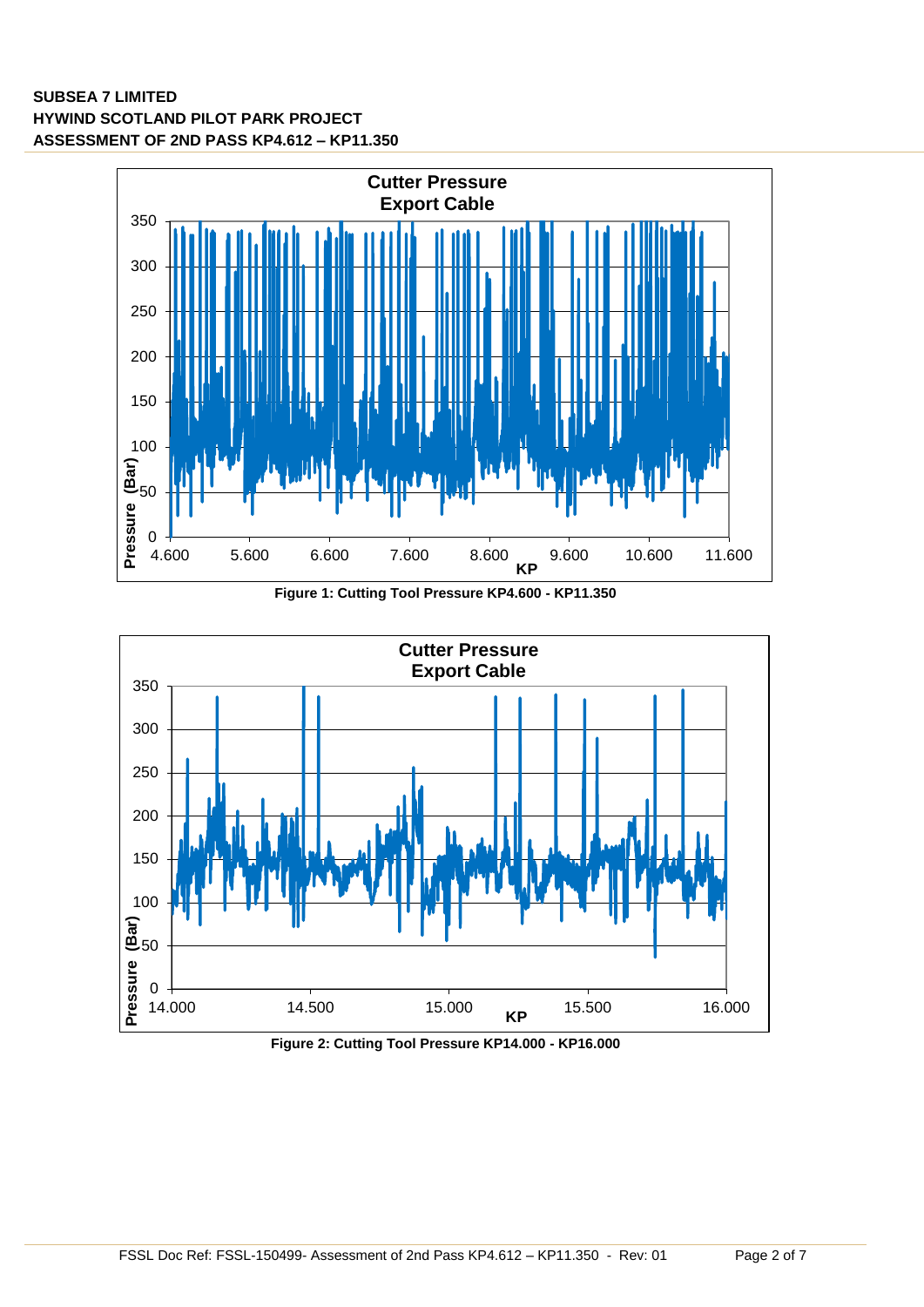Figure 1: Cutting Tool Pressure KP4.600 - KP11.350

Figure 2: Cutting Tool Pressure KP14.000 - KP16.000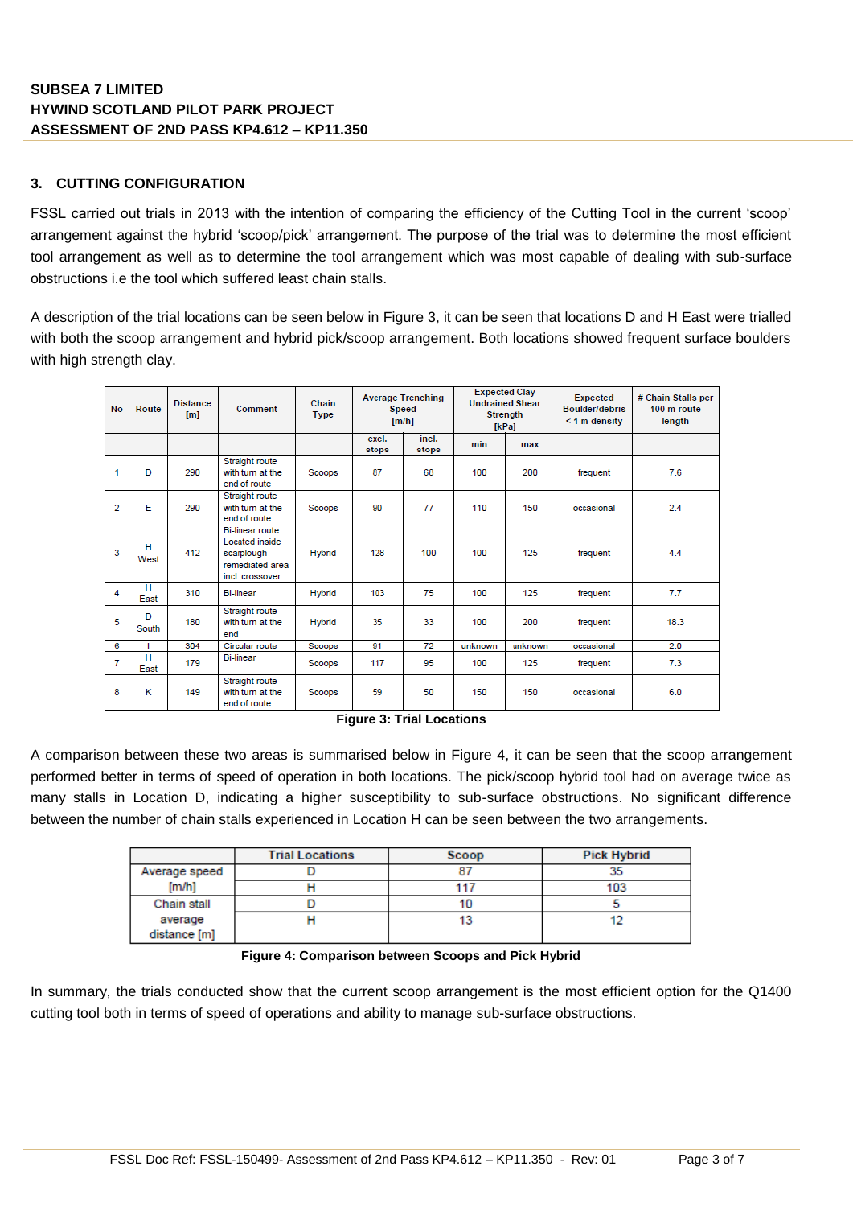## 3. CUTTING CONFIGURATION

FSSL carried out trials in 2013 with the intention of comparing the efficiency of the Cutting Tool in the current 'scoop' arrangement against the hybrid 'scoop/pick' arrangement. The purpose of the trial was to determine the most efficient tool arrangement as well as to determine the tool arrangement which was most capable of dealing with sub-surface obstructions i.e the tool which suffered least chain stalls.

A description of the trial locations can be seen below in Figure 3, it can be seen that locations D and H East were trialled with both the scoop arrangement and hybrid pick/scoop arrangement. Both locations showed frequent surface boulders with high strength clay.

| No | Route | Distance [m] | Comment | Chain Type | Average Trenching Speed [m/h] | | Expected Clay Undrained Shear Strength [kPa] | | Expected Boulder/debris < 1 m density | # Chain Stalls per 100 m route length |
|---|---|---|---|---|---|---|---|---|---|---|
| | | | | | excl. stops | incl. stops | min | max | | |
| 1 | D | 290 | Straight route with turn at the end of route | Scoops | 87 | 68 | 100 | 200 | frequent | 7.6 |
| 2 | E | 290 | Straight route with turn at the end of route | Scoops | 90 | 77 | 110 | 150 | occasional | 2.4 |
| 3 | H West | 412 | Bi-linear route. Located inside scarplough remediated area incl. crossover | Hybrid | 128 | 100 | 100 | 125 | frequent | 4.4 |
| 4 | H East | 310 | Bi-linear | Hybrid | 103 | 75 | 100 | 125 | frequent | 7.7 |
| 5 | D South | 180 | Straight route with turn at the end | Hybrid | 35 | 33 | 100 | 200 | frequent | 18.3 |
| 6 | I | 304 | Circular route | Scoops | 91 | 72 | unknown | unknown | occasional | 2.0 |
| 7 | H East | 179 | Bi-linear | Scoops | 117 | 95 | 100 | 125 | frequent | 7.3 |
| 8 | K | 149 | Straight route with turn at the end of route | Scoops | 59 | 50 | 150 | 150 | occasional | 6.0 |

**Figure 3: Trial Locations**

A comparison between these two areas is summarised below in Figure 4, it can be seen that the scoop arrangement performed better in terms of speed of operation in both locations. The pick/scoop hybrid tool had on average twice as many stalls in Location D, indicating a higher susceptibility to sub-surface obstructions. No significant difference between the number of chain stalls experienced in Location H can be seen between the two arrangements.

| | Trial Locations | Scoop | Pick Hybrid |
|---|---|---|---|
| Average speed [m/h] | D | 87 | 35 |
| | H | 117 | 103 |
| Chain stall average distance [m] | D | 10 | 5 |
| | H | 13 | 12 |

**Figure 4: Comparison between Scoops and Pick Hybrid**

In summary, the trials conducted show that the current scoop arrangement is the most efficient option for the Q1400 cutting tool both in terms of speed of operations and ability to manage sub-surface obstructions.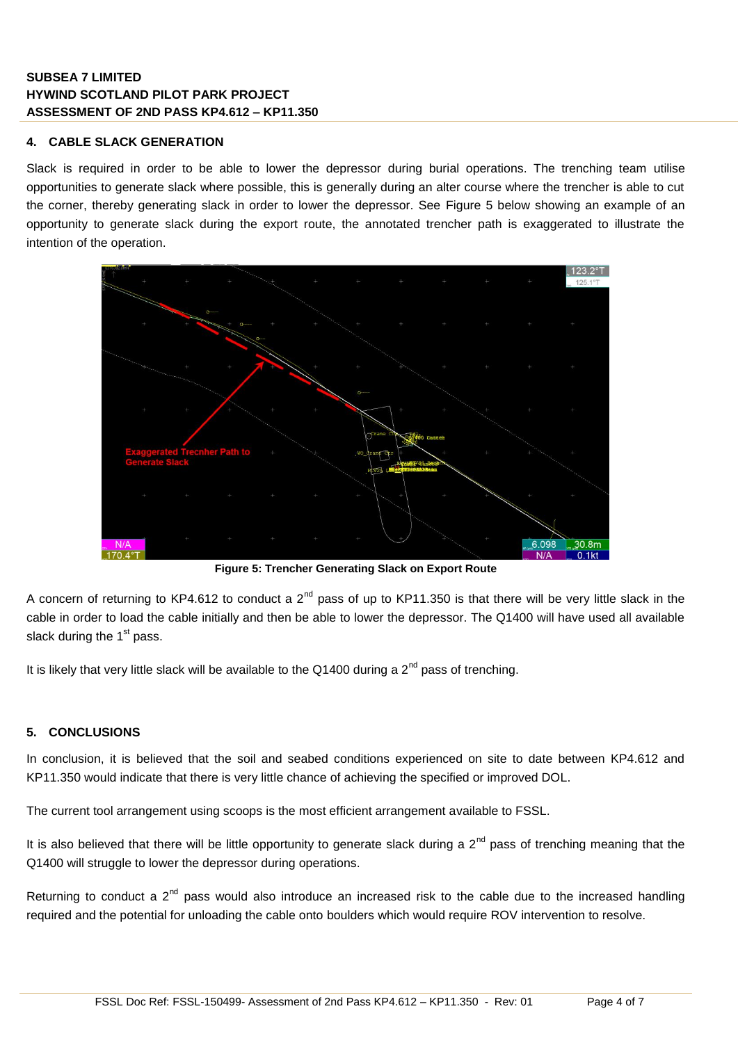## 4. CABLE SLACK GENERATION

Slack is required in order to be able to lower the depressor during burial operations. The trenching team utilise opportunities to generate slack where possible, this is generally during an alter course where the trencher is able to cut the corner, thereby generating slack in order to lower the depressor. See Figure 5 below showing an example of an opportunity to generate slack during the export route, the annotated trencher path is exaggerated to illustrate the intention of the operation.

**Figure 5: Trencher Generating Slack on Export Route**

A concern of returning to KP4.612 to conduct a 2nd pass of up to KP11.350 is that there will be very little slack in the cable in order to load the cable initially and then be able to lower the depressor. The Q1400 will have used all available slack during the 1st pass.

It is likely that very little slack will be available to the Q1400 during a 2nd pass of trenching.

## 5. CONCLUSIONS

In conclusion, it is believed that the soil and seabed conditions experienced on site to date between KP4.612 and KP11.350 would indicate that there is very little chance of achieving the specified or improved DOL.

The current tool arrangement using scoops is the most efficient arrangement available to FSSL.

It is also believed that there will be little opportunity to generate slack during a 2nd pass of trenching meaning that the Q1400 will struggle to lower the depressor during operations.

Returning to conduct a 2nd pass would also introduce an increased risk to the cable due to the increased handling required and the potential for unloading the cable onto boulders which would require ROV intervention to resolve.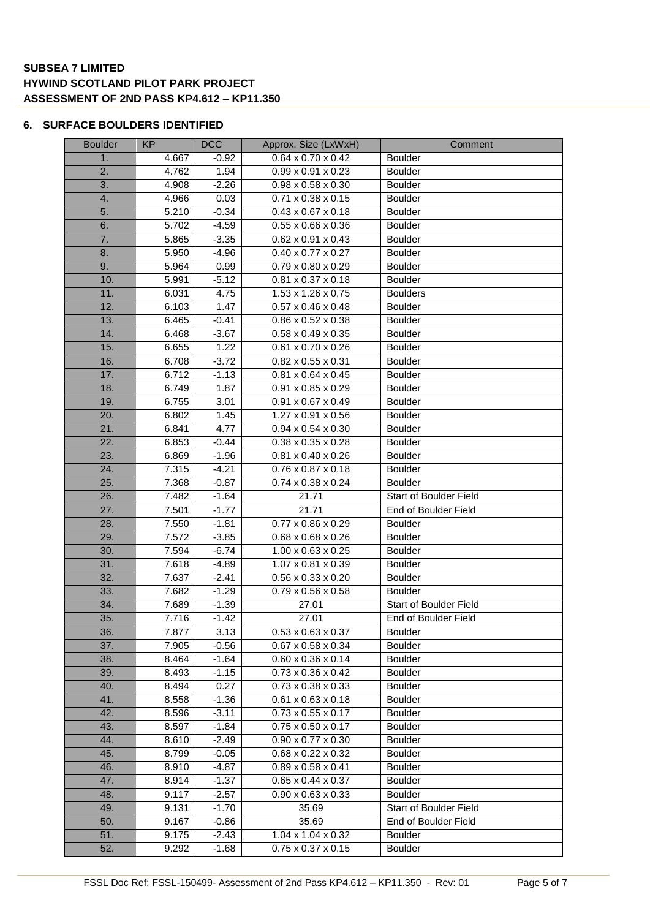## 6. SURFACE BOULDERS IDENTIFIED

| Boulder | KP | DCC | Approx. Size (LxWxH) | Comment |
|---|---|---|---|---|
| 1. | 4.667 | -0.92 | 0.64 x 0.70 x 0.42 | Boulder |
| 2. | 4.762 | 1.94 | 0.99 x 0.91 x 0.23 | Boulder |
| 3. | 4.908 | -2.26 | 0.98 x 0.58 x 0.30 | Boulder |
| 4. | 4.966 | 0.03 | 0.71 x 0.38 x 0.15 | Boulder |
| 5. | 5.210 | -0.34 | 0.43 x 0.67 x 0.18 | Boulder |
| 6. | 5.702 | -4.59 | 0.55 x 0.66 x 0.36 | Boulder |
| 7. | 5.865 | -3.35 | 0.62 x 0.91 x 0.43 | Boulder |
| 8. | 5.950 | -4.96 | 0.40 x 0.77 x 0.27 | Boulder |
| 9. | 5.964 | 0.99 | 0.79 x 0.80 x 0.29 | Boulder |
| 10. | 5.991 | -5.12 | 0.81 x 0.37 x 0.18 | Boulder |
| 11. | 6.031 | 4.75 | 1.53 x 1.26 x 0.75 | Boulders |
| 12. | 6.103 | 1.47 | 0.57 x 0.46 x 0.48 | Boulder |
| 13. | 6.465 | -0.41 | 0.86 x 0.52 x 0.38 | Boulder |
| 14. | 6.468 | -3.67 | 0.58 x 0.49 x 0.35 | Boulder |
| 15. | 6.655 | 1.22 | 0.61 x 0.70 x 0.26 | Boulder |
| 16. | 6.708 | -3.72 | 0.82 x 0.55 x 0.31 | Boulder |
| 17. | 6.712 | -1.13 | 0.81 x 0.64 x 0.45 | Boulder |
| 18. | 6.749 | 1.87 | 0.91 x 0.85 x 0.29 | Boulder |
| 19. | 6.755 | 3.01 | 0.91 x 0.67 x 0.49 | Boulder |
| 20. | 6.802 | 1.45 | 1.27 x 0.91 x 0.56 | Boulder |
| 21. | 6.841 | 4.77 | 0.94 x 0.54 x 0.30 | Boulder |
| 22. | 6.853 | -0.44 | 0.38 x 0.35 x 0.28 | Boulder |
| 23. | 6.869 | -1.96 | 0.81 x 0.40 x 0.26 | Boulder |
| 24. | 7.315 | -4.21 | 0.76 x 0.87 x 0.18 | Boulder |
| 25. | 7.368 | -0.87 | 0.74 x 0.38 x 0.24 | Boulder |
| 26. | 7.482 | -1.64 | 21.71 | Start of Boulder Field |
| 27. | 7.501 | -1.77 | 21.71 | End of Boulder Field |
| 28. | 7.550 | -1.81 | 0.77 x 0.86 x 0.29 | Boulder |
| 29. | 7.572 | -3.85 | 0.68 x 0.68 x 0.26 | Boulder |
| 30. | 7.594 | -6.74 | 1.00 x 0.63 x 0.25 | Boulder |
| 31. | 7.618 | -4.89 | 1.07 x 0.81 x 0.39 | Boulder |
| 32. | 7.637 | -2.41 | 0.56 x 0.33 x 0.20 | Boulder |
| 33. | 7.682 | -1.29 | 0.79 x 0.56 x 0.58 | Boulder |
| 34. | 7.689 | -1.39 | 27.01 | Start of Boulder Field |
| 35. | 7.716 | -1.42 | 27.01 | End of Boulder Field |
| 36. | 7.877 | 3.13 | 0.53 x 0.63 x 0.37 | Boulder |
| 37. | 7.905 | -0.56 | 0.67 x 0.58 x 0.34 | Boulder |
| 38. | 8.464 | -1.64 | 0.60 x 0.36 x 0.14 | Boulder |
| 39. | 8.493 | -1.15 | 0.73 x 0.36 x 0.42 | Boulder |
| 40. | 8.494 | 0.27 | 0.73 x 0.38 x 0.33 | Boulder |
| 41. | 8.558 | -1.36 | 0.61 x 0.63 x 0.18 | Boulder |
| 42. | 8.596 | -3.11 | 0.73 x 0.55 x 0.17 | Boulder |
| 43. | 8.597 | -1.84 | 0.75 x 0.50 x 0.17 | Boulder |
| 44. | 8.610 | -2.49 | 0.90 x 0.77 x 0.30 | Boulder |
| 45. | 8.799 | -0.05 | 0.68 x 0.22 x 0.32 | Boulder |
| 46. | 8.910 | -4.87 | 0.89 x 0.58 x 0.41 | Boulder |
| 47. | 8.914 | -1.37 | 0.65 x 0.44 x 0.37 | Boulder |
| 48. | 9.117 | -2.57 | 0.90 x 0.63 x 0.33 | Boulder |
| 49. | 9.131 | -1.70 | 35.69 | Start of Boulder Field |
| 50. | 9.167 | -0.86 | 35.69 | End of Boulder Field |
| 51. | 9.175 | -2.43 | 1.04 x 1.04 x 0.32 | Boulder |
| 52. | 9.292 | -1.68 | 0.75 x 0.37 x 0.15 | Boulder |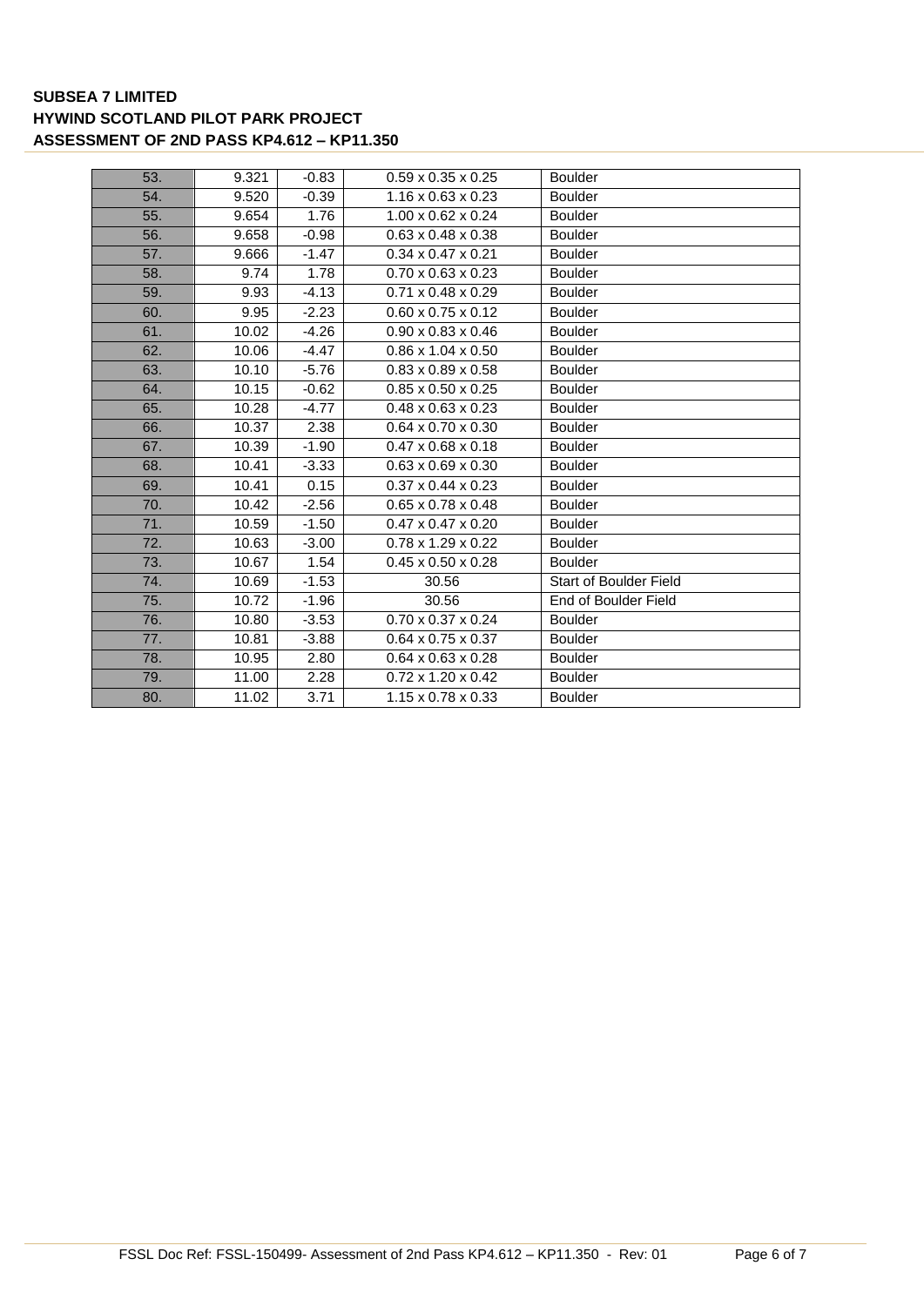| | | | | |
|---|---|---|---|---|
| 53. | 9.321 | -0.83 | 0.59 x 0.35 x 0.25 | Boulder |
| 54. | 9.520 | -0.39 | 1.16 x 0.63 x 0.23 | Boulder |
| 55. | 9.654 | 1.76 | 1.00 x 0.62 x 0.24 | Boulder |
| 56. | 9.658 | -0.98 | 0.63 x 0.48 x 0.38 | Boulder |
| 57. | 9.666 | -1.47 | 0.34 x 0.47 x 0.21 | Boulder |
| 58. | 9.74 | 1.78 | 0.70 x 0.63 x 0.23 | Boulder |
| 59. | 9.93 | -4.13 | 0.71 x 0.48 x 0.29 | Boulder |
| 60. | 9.95 | -2.23 | 0.60 x 0.75 x 0.12 | Boulder |
| 61. | 10.02 | -4.26 | 0.90 x 0.83 x 0.46 | Boulder |
| 62. | 10.06 | -4.47 | 0.86 x 1.04 x 0.50 | Boulder |
| 63. | 10.10 | -5.76 | 0.83 x 0.89 x 0.58 | Boulder |
| 64. | 10.15 | -0.62 | 0.85 x 0.50 x 0.25 | Boulder |
| 65. | 10.28 | -4.77 | 0.48 x 0.63 x 0.23 | Boulder |
| 66. | 10.37 | 2.38 | 0.64 x 0.70 x 0.30 | Boulder |
| 67. | 10.39 | -1.90 | 0.47 x 0.68 x 0.18 | Boulder |
| 68. | 10.41 | -3.33 | 0.63 x 0.69 x 0.30 | Boulder |
| 69. | 10.41 | 0.15 | 0.37 x 0.44 x 0.23 | Boulder |
| 70. | 10.42 | -2.56 | 0.65 x 0.78 x 0.48 | Boulder |
| 71. | 10.59 | -1.50 | 0.47 x 0.47 x 0.20 | Boulder |
| 72. | 10.63 | -3.00 | 0.78 x 1.29 x 0.22 | Boulder |
| 73. | 10.67 | 1.54 | 0.45 x 0.50 x 0.28 | Boulder |
| 74. | 10.69 | -1.53 | 30.56 | Start of Boulder Field |
| 75. | 10.72 | -1.96 | 30.56 | End of Boulder Field |
| 76. | 10.80 | -3.53 | 0.70 x 0.37 x 0.24 | Boulder |
| 77. | 10.81 | -3.88 | 0.64 x 0.75 x 0.37 | Boulder |
| 78. | 10.95 | 2.80 | 0.64 x 0.63 x 0.28 | Boulder |
| 79. | 11.00 | 2.28 | 0.72 x 1.20 x 0.42 | Boulder |
| 80. | 11.02 | 3.71 | 1.15 x 0.78 x 0.33 | Boulder |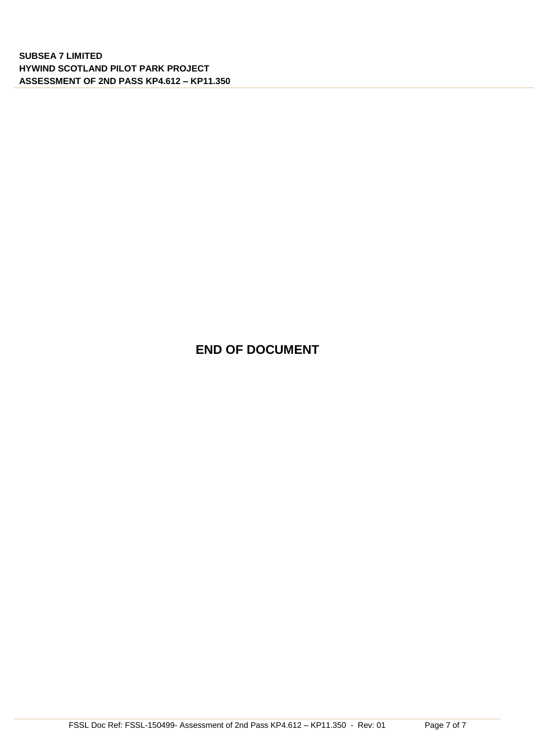**END OF DOCUMENT**